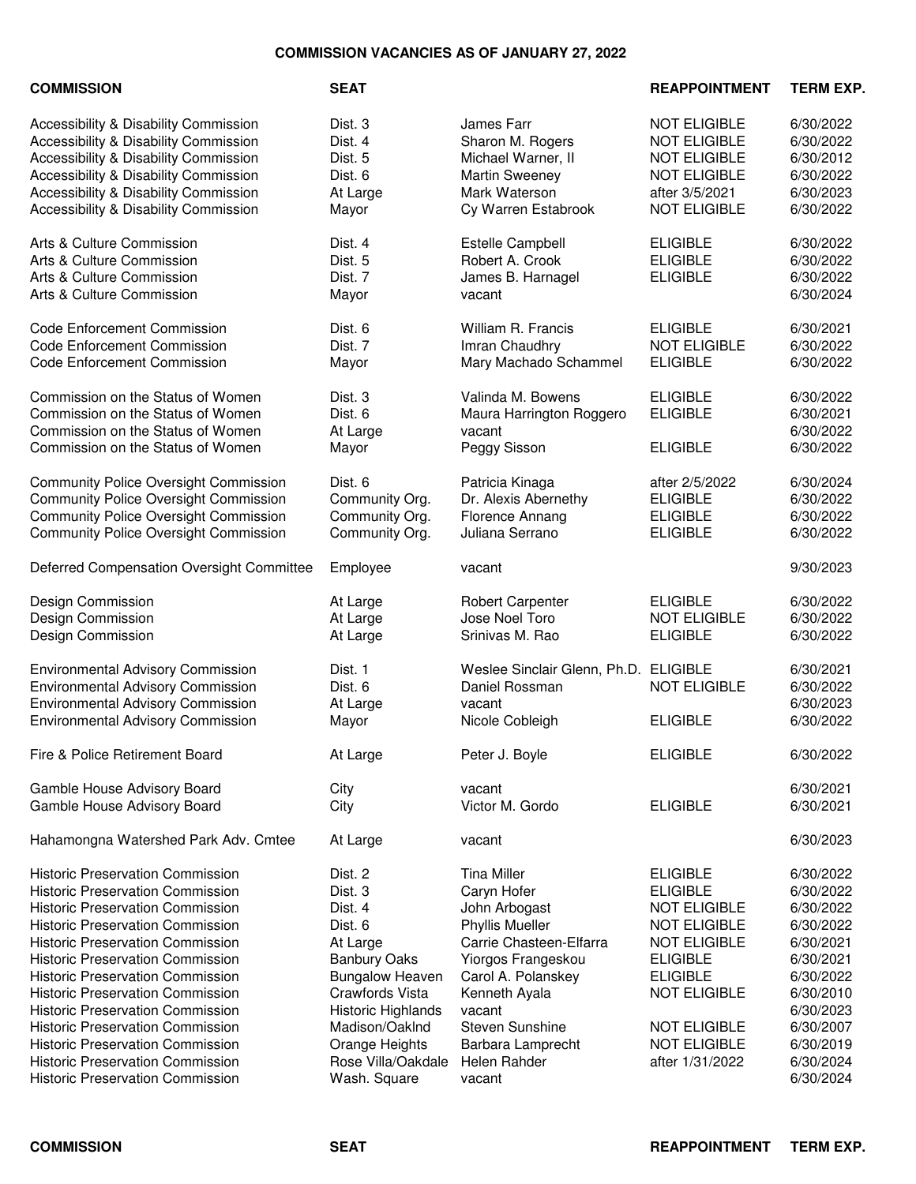# COMMISSION VACANCIES AS OF JANUARY 27, 2022

| COMMISSION | SEAT | | REAPPOINTMENT | TERM EXP. |
|---|---|---|---|---|
| Accessibility & Disability Commission | Dist. 3 | James Farr | NOT ELIGIBLE | 6/30/2022 |
| Accessibility & Disability Commission | Dist. 4 | Sharon M. Rogers | NOT ELIGIBLE | 6/30/2022 |
| Accessibility & Disability Commission | Dist. 5 | Michael Warner, II | NOT ELIGIBLE | 6/30/2012 |
| Accessibility & Disability Commission | Dist. 6 | Martin Sweeney | NOT ELIGIBLE | 6/30/2022 |
| Accessibility & Disability Commission | At Large | Mark Waterson | after 3/5/2021 | 6/30/2023 |
| Accessibility & Disability Commission | Mayor | Cy Warren Estabrook | NOT ELIGIBLE | 6/30/2022 |
| Arts & Culture Commission | Dist. 4 | Estelle Campbell | ELIGIBLE | 6/30/2022 |
| Arts & Culture Commission | Dist. 5 | Robert A. Crook | ELIGIBLE | 6/30/2022 |
| Arts & Culture Commission | Dist. 7 | James B. Harnagel | ELIGIBLE | 6/30/2022 |
| Arts & Culture Commission | Mayor | vacant | | 6/30/2024 |
| Code Enforcement Commission | Dist. 6 | William R. Francis | ELIGIBLE | 6/30/2021 |
| Code Enforcement Commission | Dist. 7 | Imran Chaudhry | NOT ELIGIBLE | 6/30/2022 |
| Code Enforcement Commission | Mayor | Mary Machado Schammel | ELIGIBLE | 6/30/2022 |
| Commission on the Status of Women | Dist. 3 | Valinda M. Bowens | ELIGIBLE | 6/30/2022 |
| Commission on the Status of Women | Dist. 6 | Maura Harrington Roggero | ELIGIBLE | 6/30/2021 |
| Commission on the Status of Women | At Large | vacant | | 6/30/2022 |
| Commission on the Status of Women | Mayor | Peggy Sisson | ELIGIBLE | 6/30/2022 |
| Community Police Oversight Commission | Dist. 6 | Patricia Kinaga | after 2/5/2022 | 6/30/2024 |
| Community Police Oversight Commission | Community Org. | Dr. Alexis Abernethy | ELIGIBLE | 6/30/2022 |
| Community Police Oversight Commission | Community Org. | Florence Annang | ELIGIBLE | 6/30/2022 |
| Community Police Oversight Commission | Community Org. | Juliana Serrano | ELIGIBLE | 6/30/2022 |
| Deferred Compensation Oversight Committee | Employee | vacant | | 9/30/2023 |
| Design Commission | At Large | Robert Carpenter | ELIGIBLE | 6/30/2022 |
| Design Commission | At Large | Jose Noel Toro | NOT ELIGIBLE | 6/30/2022 |
| Design Commission | At Large | Srinivas M. Rao | ELIGIBLE | 6/30/2022 |
| Environmental Advisory Commission | Dist. 1 | Weslee Sinclair Glenn, Ph.D. | ELIGIBLE | 6/30/2021 |
| Environmental Advisory Commission | Dist. 6 | Daniel Rossman | NOT ELIGIBLE | 6/30/2022 |
| Environmental Advisory Commission | At Large | vacant | | 6/30/2023 |
| Environmental Advisory Commission | Mayor | Nicole Cobleigh | ELIGIBLE | 6/30/2022 |
| Fire & Police Retirement Board | At Large | Peter J. Boyle | ELIGIBLE | 6/30/2022 |
| Gamble House Advisory Board | City | vacant | | 6/30/2021 |
| Gamble House Advisory Board | City | Victor M. Gordo | ELIGIBLE | 6/30/2021 |
| Hahamongna Watershed Park Adv. Cmtee | At Large | vacant | | 6/30/2023 |
| Historic Preservation Commission | Dist. 2 | Tina Miller | ELIGIBLE | 6/30/2022 |
| Historic Preservation Commission | Dist. 3 | Caryn Hofer | ELIGIBLE | 6/30/2022 |
| Historic Preservation Commission | Dist. 4 | John Arbogast | NOT ELIGIBLE | 6/30/2022 |
| Historic Preservation Commission | Dist. 6 | Phyllis Mueller | NOT ELIGIBLE | 6/30/2022 |
| Historic Preservation Commission | At Large | Carrie Chasteen-Elfarra | NOT ELIGIBLE | 6/30/2021 |
| Historic Preservation Commission | Banbury Oaks | Yiorgos Frangeskou | ELIGIBLE | 6/30/2021 |
| Historic Preservation Commission | Bungalow Heaven | Carol A. Polanskey | ELIGIBLE | 6/30/2022 |
| Historic Preservation Commission | Crawfords Vista | Kenneth Ayala | NOT ELIGIBLE | 6/30/2010 |
| Historic Preservation Commission | Historic Highlands | vacant | | 6/30/2023 |
| Historic Preservation Commission | Madison/Oaklnd | Steven Sunshine | NOT ELIGIBLE | 6/30/2007 |
| Historic Preservation Commission | Orange Heights | Barbara Lamprecht | NOT ELIGIBLE | 6/30/2019 |
| Historic Preservation Commission | Rose Villa/Oakdale | Helen Rahder | after 1/31/2022 | 6/30/2024 |
| Historic Preservation Commission | Wash. Square | vacant | | 6/30/2024 |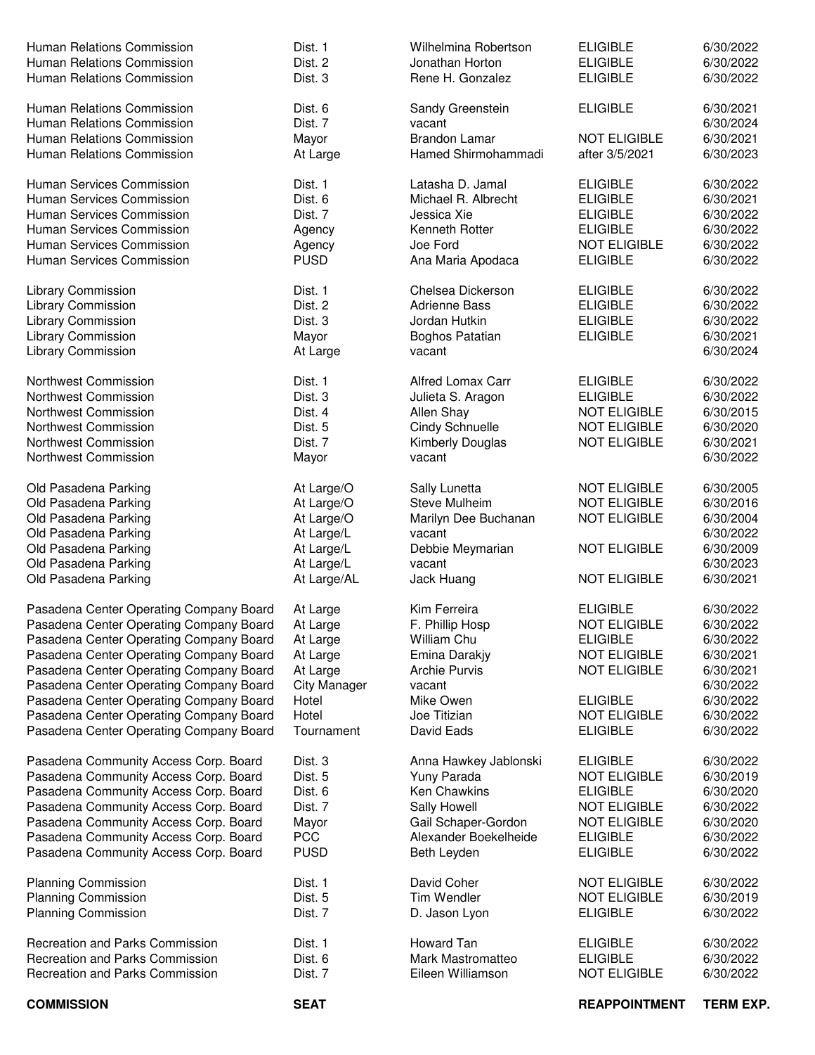| COMMISSION | SEAT | | REAPPOINTMENT | TERM EXP. |
|---|---|---|---|---|
| Human Relations Commission | Dist. 1 | Wilhelmina Robertson | ELIGIBLE | 6/30/2022 |
| Human Relations Commission | Dist. 2 | Jonathan Horton | ELIGIBLE | 6/30/2022 |
| Human Relations Commission | Dist. 3 | Rene H. Gonzalez | ELIGIBLE | 6/30/2022 |
| Human Relations Commission | Dist. 6 | Sandy Greenstein | ELIGIBLE | 6/30/2021 |
| Human Relations Commission | Dist. 7 | vacant | | 6/30/2024 |
| Human Relations Commission | Mayor | Brandon Lamar | NOT ELIGIBLE | 6/30/2021 |
| Human Relations Commission | At Large | Hamed Shirmohammadi | after 3/5/2021 | 6/30/2023 |
| Human Services Commission | Dist. 1 | Latasha D. Jamal | ELIGIBLE | 6/30/2022 |
| Human Services Commission | Dist. 6 | Michael R. Albrecht | ELIGIBLE | 6/30/2021 |
| Human Services Commission | Dist. 7 | Jessica Xie | ELIGIBLE | 6/30/2022 |
| Human Services Commission | Agency | Kenneth Rotter | ELIGIBLE | 6/30/2022 |
| Human Services Commission | Agency | Joe Ford | NOT ELIGIBLE | 6/30/2022 |
| Human Services Commission | PUSD | Ana Maria Apodaca | ELIGIBLE | 6/30/2022 |
| Library Commission | Dist. 1 | Chelsea Dickerson | ELIGIBLE | 6/30/2022 |
| Library Commission | Dist. 2 | Adrienne Bass | ELIGIBLE | 6/30/2022 |
| Library Commission | Dist. 3 | Jordan Hutkin | ELIGIBLE | 6/30/2022 |
| Library Commission | Mayor | Boghos Patatian | ELIGIBLE | 6/30/2021 |
| Library Commission | At Large | vacant | | 6/30/2024 |
| Northwest Commission | Dist. 1 | Alfred Lomax Carr | ELIGIBLE | 6/30/2022 |
| Northwest Commission | Dist. 3 | Julieta S. Aragon | ELIGIBLE | 6/30/2022 |
| Northwest Commission | Dist. 4 | Allen Shay | NOT ELIGIBLE | 6/30/2015 |
| Northwest Commission | Dist. 5 | Cindy Schnuelle | NOT ELIGIBLE | 6/30/2020 |
| Northwest Commission | Dist. 7 | Kimberly Douglas | NOT ELIGIBLE | 6/30/2021 |
| Northwest Commission | Mayor | vacant | | 6/30/2022 |
| Old Pasadena Parking | At Large/O | Sally Lunetta | NOT ELIGIBLE | 6/30/2005 |
| Old Pasadena Parking | At Large/O | Steve Mulheim | NOT ELIGIBLE | 6/30/2016 |
| Old Pasadena Parking | At Large/O | Marilyn Dee Buchanan | NOT ELIGIBLE | 6/30/2004 |
| Old Pasadena Parking | At Large/L | vacant | | 6/30/2022 |
| Old Pasadena Parking | At Large/L | Debbie Meymarian | NOT ELIGIBLE | 6/30/2009 |
| Old Pasadena Parking | At Large/L | vacant | | 6/30/2023 |
| Old Pasadena Parking | At Large/AL | Jack Huang | NOT ELIGIBLE | 6/30/2021 |
| Pasadena Center Operating Company Board | At Large | Kim Ferreira | ELIGIBLE | 6/30/2022 |
| Pasadena Center Operating Company Board | At Large | F. Phillip Hosp | NOT ELIGIBLE | 6/30/2022 |
| Pasadena Center Operating Company Board | At Large | William Chu | ELIGIBLE | 6/30/2022 |
| Pasadena Center Operating Company Board | At Large | Emina Darakjy | NOT ELIGIBLE | 6/30/2021 |
| Pasadena Center Operating Company Board | At Large | Archie Purvis | NOT ELIGIBLE | 6/30/2021 |
| Pasadena Center Operating Company Board | City Manager | vacant | | 6/30/2022 |
| Pasadena Center Operating Company Board | Hotel | Mike Owen | ELIGIBLE | 6/30/2022 |
| Pasadena Center Operating Company Board | Hotel | Joe Titizian | NOT ELIGIBLE | 6/30/2022 |
| Pasadena Center Operating Company Board | Tournament | David Eads | ELIGIBLE | 6/30/2022 |
| Pasadena Community Access Corp. Board | Dist. 3 | Anna Hawkey Jablonski | ELIGIBLE | 6/30/2022 |
| Pasadena Community Access Corp. Board | Dist. 5 | Yuny Parada | NOT ELIGIBLE | 6/30/2019 |
| Pasadena Community Access Corp. Board | Dist. 6 | Ken Chawkins | ELIGIBLE | 6/30/2020 |
| Pasadena Community Access Corp. Board | Dist. 7 | Sally Howell | NOT ELIGIBLE | 6/30/2022 |
| Pasadena Community Access Corp. Board | Mayor | Gail Schaper-Gordon | NOT ELIGIBLE | 6/30/2020 |
| Pasadena Community Access Corp. Board | PCC | Alexander Boekelheide | ELIGIBLE | 6/30/2022 |
| Pasadena Community Access Corp. Board | PUSD | Beth Leyden | ELIGIBLE | 6/30/2022 |
| Planning Commission | Dist. 1 | David Coher | NOT ELIGIBLE | 6/30/2022 |
| Planning Commission | Dist. 5 | Tim Wendler | NOT ELIGIBLE | 6/30/2019 |
| Planning Commission | Dist. 7 | D. Jason Lyon | ELIGIBLE | 6/30/2022 |
| Recreation and Parks Commission | Dist. 1 | Howard Tan | ELIGIBLE | 6/30/2022 |
| Recreation and Parks Commission | Dist. 6 | Mark Mastromatteo | ELIGIBLE | 6/30/2022 |
| Recreation and Parks Commission | Dist. 7 | Eileen Williamson | NOT ELIGIBLE | 6/30/2022 |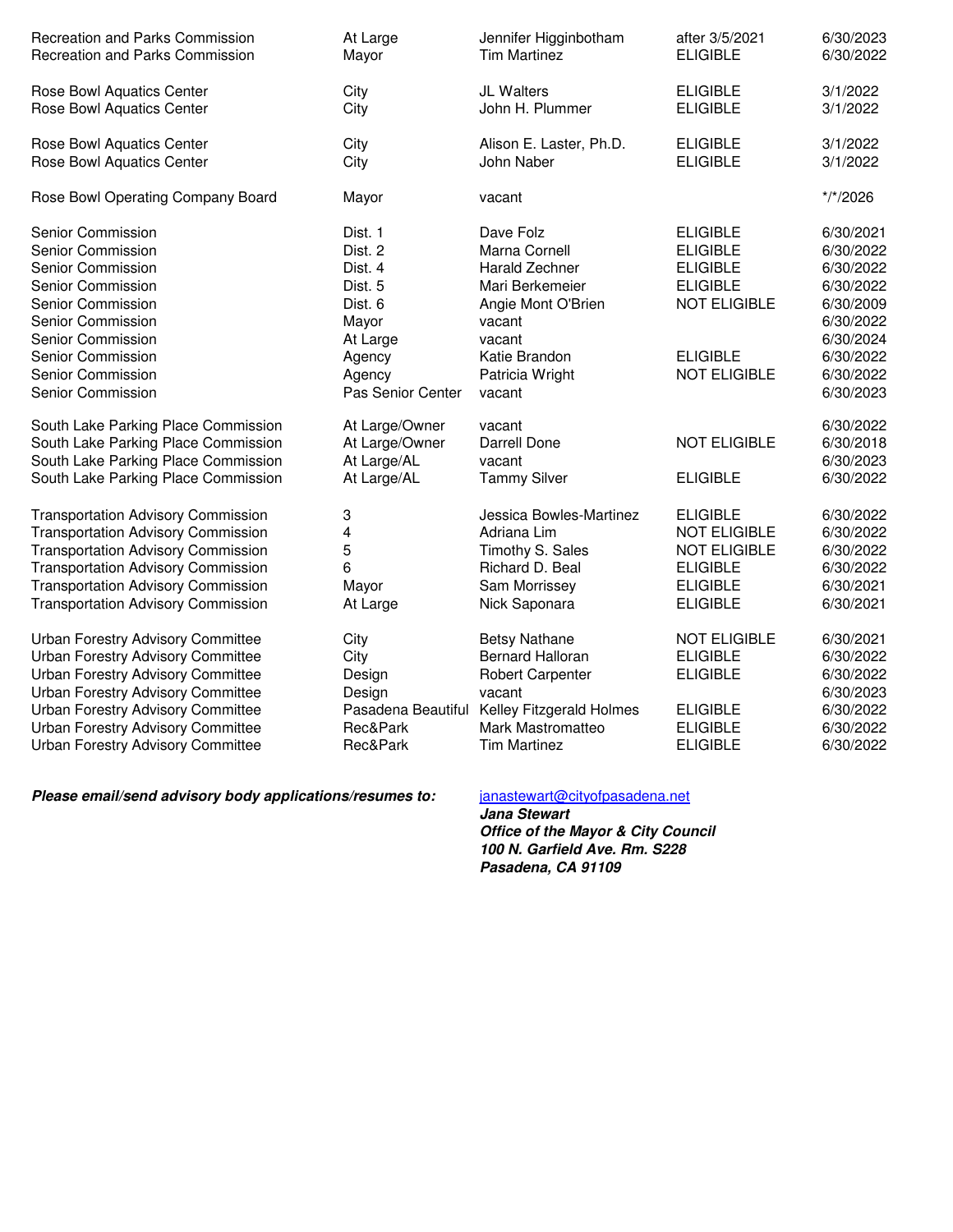| | | | | |
|---|---|---|---|---|
| Recreation and Parks Commission | At Large | Jennifer Higginbotham | after 3/5/2021 | 6/30/2023 |
| Recreation and Parks Commission | Mayor | Tim Martinez | ELIGIBLE | 6/30/2022 |
| | | | | |
| Rose Bowl Aquatics Center | City | JL Walters | ELIGIBLE | 3/1/2022 |
| Rose Bowl Aquatics Center | City | John H. Plummer | ELIGIBLE | 3/1/2022 |
| | | | | |
| Rose Bowl Aquatics Center | City | Alison E. Laster, Ph.D. | ELIGIBLE | 3/1/2022 |
| Rose Bowl Aquatics Center | City | John Naber | ELIGIBLE | 3/1/2022 |
| | | | | |
| Rose Bowl Operating Company Board | Mayor | vacant | | */*/2026 |
| | | | | |
| Senior Commission | Dist. 1 | Dave Folz | ELIGIBLE | 6/30/2021 |
| Senior Commission | Dist. 2 | Marna Cornell | ELIGIBLE | 6/30/2022 |
| Senior Commission | Dist. 4 | Harald Zechner | ELIGIBLE | 6/30/2022 |
| Senior Commission | Dist. 5 | Mari Berkemeier | ELIGIBLE | 6/30/2022 |
| Senior Commission | Dist. 6 | Angie Mont O'Brien | NOT ELIGIBLE | 6/30/2009 |
| Senior Commission | Mayor | vacant | | 6/30/2022 |
| Senior Commission | At Large | vacant | | 6/30/2024 |
| Senior Commission | Agency | Katie Brandon | ELIGIBLE | 6/30/2022 |
| Senior Commission | Agency | Patricia Wright | NOT ELIGIBLE | 6/30/2022 |
| Senior Commission | Pas Senior Center | vacant | | 6/30/2023 |
| | | | | |
| South Lake Parking Place Commission | At Large/Owner | vacant | | 6/30/2022 |
| South Lake Parking Place Commission | At Large/Owner | Darrell Done | NOT ELIGIBLE | 6/30/2018 |
| South Lake Parking Place Commission | At Large/AL | vacant | | 6/30/2023 |
| South Lake Parking Place Commission | At Large/AL | Tammy Silver | ELIGIBLE | 6/30/2022 |
| | | | | |
| Transportation Advisory Commission | 3 | Jessica Bowles-Martinez | ELIGIBLE | 6/30/2022 |
| Transportation Advisory Commission | 4 | Adriana Lim | NOT ELIGIBLE | 6/30/2022 |
| Transportation Advisory Commission | 5 | Timothy S. Sales | NOT ELIGIBLE | 6/30/2022 |
| Transportation Advisory Commission | 6 | Richard D. Beal | ELIGIBLE | 6/30/2022 |
| Transportation Advisory Commission | Mayor | Sam Morrissey | ELIGIBLE | 6/30/2021 |
| Transportation Advisory Commission | At Large | Nick Saponara | ELIGIBLE | 6/30/2021 |
| | | | | |
| Urban Forestry Advisory Committee | City | Betsy Nathane | NOT ELIGIBLE | 6/30/2021 |
| Urban Forestry Advisory Committee | City | Bernard Halloran | ELIGIBLE | 6/30/2022 |
| Urban Forestry Advisory Committee | Design | Robert Carpenter | ELIGIBLE | 6/30/2022 |
| Urban Forestry Advisory Committee | Design | vacant | | 6/30/2023 |
| Urban Forestry Advisory Committee | Pasadena Beautiful | Kelley Fitzgerald Holmes | ELIGIBLE | 6/30/2022 |
| Urban Forestry Advisory Committee | Rec&Park | Mark Mastromatteo | ELIGIBLE | 6/30/2022 |
| Urban Forestry Advisory Committee | Rec&Park | Tim Martinez | ELIGIBLE | 6/30/2022 |

***Please email/send advisory body applications/resumes to:***

janastewart@cityofpasadena.net
***Jana Stewart***
***Office of the Mayor & City Council***
***100 N. Garfield Ave. Rm. S228***
***Pasadena, CA 91109***